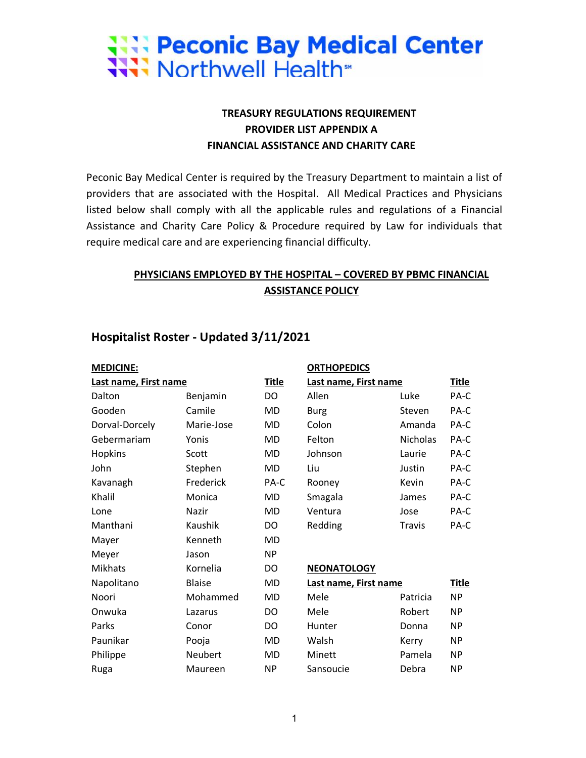# Peconic Bay Medical Center
## Northwell Health℠

**TREASURY REGULATIONS REQUIREMENT**
**PROVIDER LIST APPENDIX A**
**FINANCIAL ASSISTANCE AND CHARITY CARE**

Peconic Bay Medical Center is required by the Treasury Department to maintain a list of providers that are associated with the Hospital. All Medical Practices and Physicians listed below shall comply with all the applicable rules and regulations of a Financial Assistance and Charity Care Policy & Procedure required by Law for individuals that require medical care and are experiencing financial difficulty.

**PHYSICIANS EMPLOYED BY THE HOSPITAL – COVERED BY PBMC FINANCIAL ASSISTANCE POLICY**

## Hospitalist Roster - Updated 3/11/2021

**MEDICINE:**

| Last name | First name | Title |
|---|---|---|
| Dalton | Benjamin | DO |
| Gooden | Camile | MD |
| Dorval-Dorcely | Marie-Jose | MD |
| Gebermariam | Yonis | MD |
| Hopkins | Scott | MD |
| John | Stephen | MD |
| Kavanagh | Frederick | PA-C |
| Khalil | Monica | MD |
| Lone | Nazir | MD |
| Manthani | Kaushik | DO |
| Mayer | Kenneth | MD |
| Meyer | Jason | NP |
| Mikhats | Kornelia | DO |
| Napolitano | Blaise | MD |
| Noori | Mohammed | MD |
| Onwuka | Lazarus | DO |
| Parks | Conor | DO |
| Paunikar | Pooja | MD |
| Philippe | Neubert | MD |
| Ruga | Maureen | NP |

**ORTHOPEDICS**

| Last name | First name | Title |
|---|---|---|
| Allen | Luke | PA-C |
| Burg | Steven | PA-C |
| Colon | Amanda | PA-C |
| Felton | Nicholas | PA-C |
| Johnson | Laurie | PA-C |
| Liu | Justin | PA-C |
| Rooney | Kevin | PA-C |
| Smagala | James | PA-C |
| Ventura | Jose | PA-C |
| Redding | Travis | PA-C |

**NEONATOLOGY**

| Last name | First name | Title |
|---|---|---|
| Mele | Patricia | NP |
| Mele | Robert | NP |
| Hunter | Donna | NP |
| Walsh | Kerry | NP |
| Minett | Pamela | NP |
| Sansoucie | Debra | NP |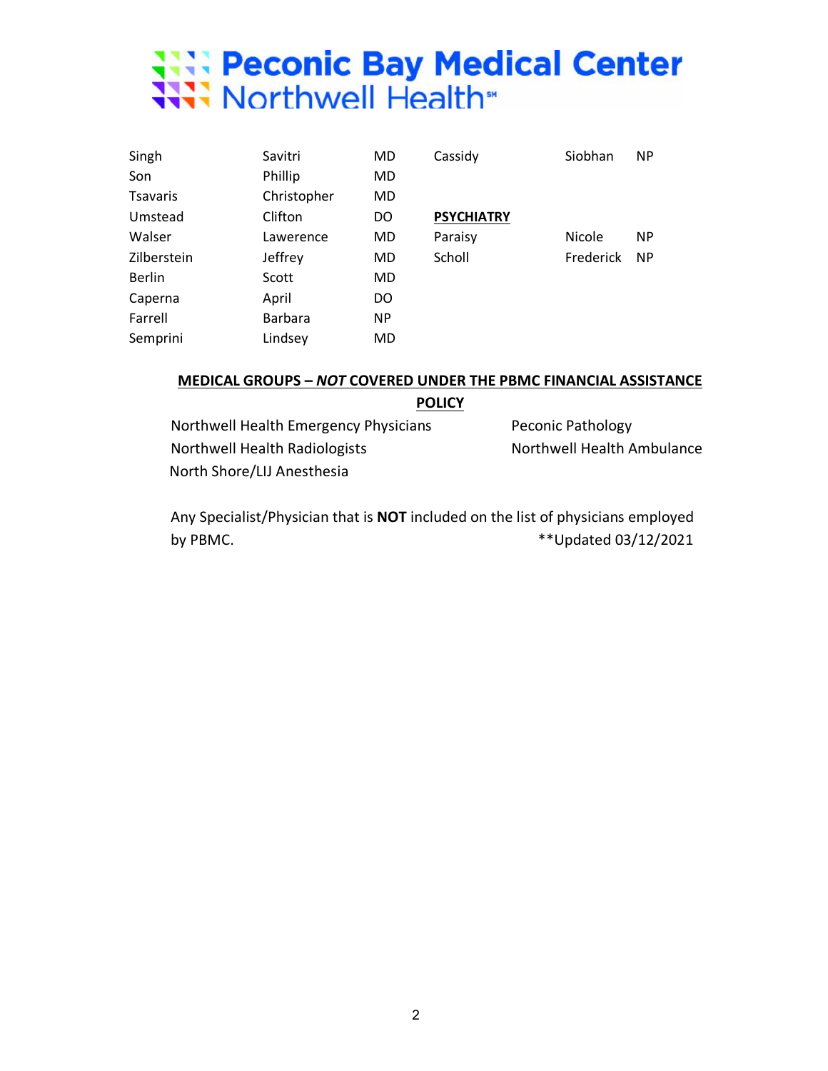# Peconic Bay Medical Center
## Northwell Health℠

| | | | | | |
|---|---|---|---|---|---|
| Singh | Savitri | MD | Cassidy | Siobhan | NP |
| Son | Phillip | MD | | | |
| Tsavaris | Christopher | MD | | | |
| Umstead | Clifton | DO | **PSYCHIATRY** | | |
| Walser | Lawerence | MD | Paraisy | Nicole | NP |
| Zilberstein | Jeffrey | MD | Scholl | Frederick | NP |
| Berlin | Scott | MD | | | |
| Caperna | April | DO | | | |
| Farrell | Barbara | NP | | | |
| Semprini | Lindsey | MD | | | |

**MEDICAL GROUPS – *NOT* COVERED UNDER THE PBMC FINANCIAL ASSISTANCE POLICY**

Northwell Health Emergency Physicians
Northwell Health Radiologists
North Shore/LIJ Anesthesia
Peconic Pathology
Northwell Health Ambulance

Any Specialist/Physician that is **NOT** included on the list of physicians employed by PBMC.

**Updated 03/12/2021